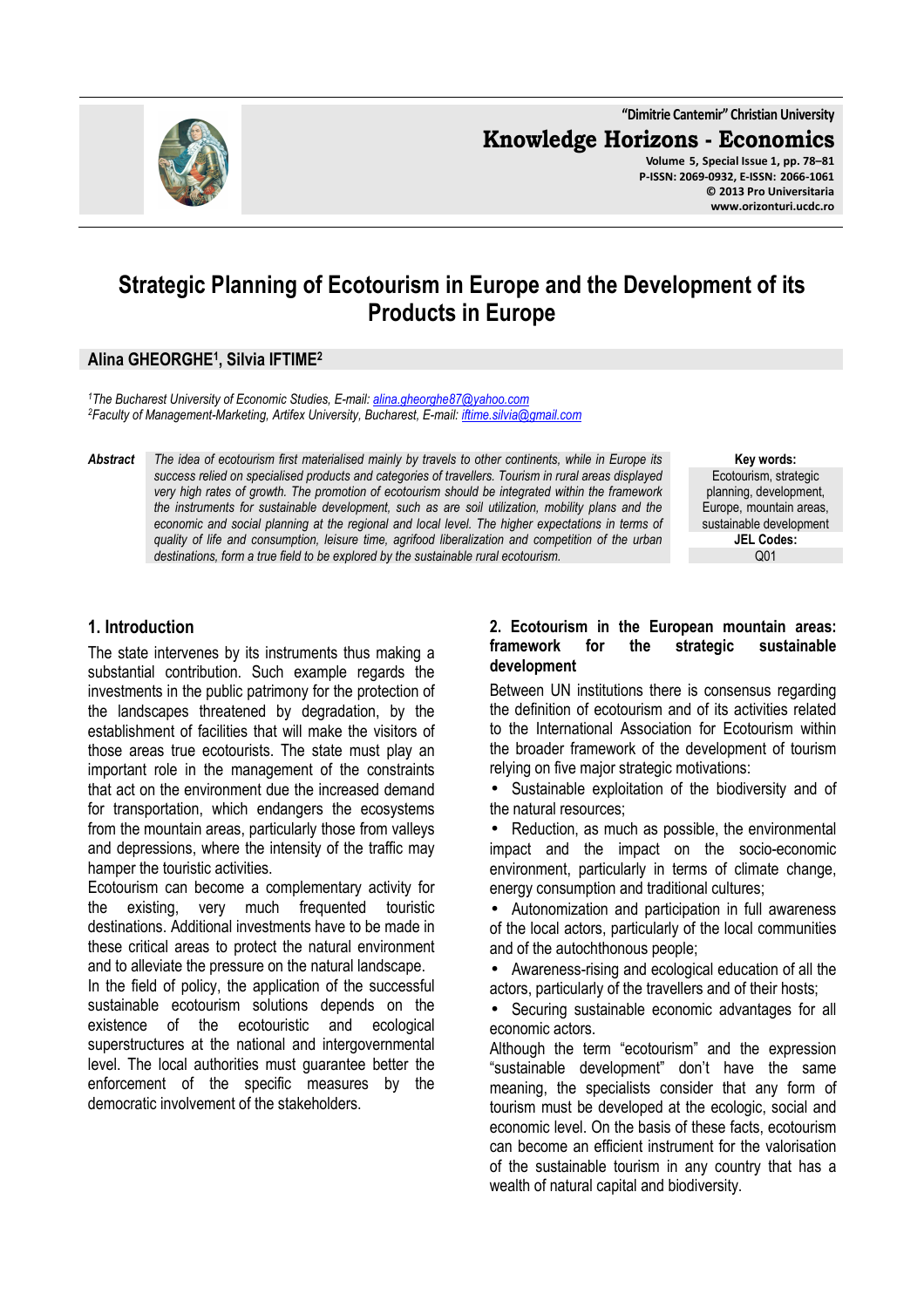# Strategic Planning of Ecotourism in Europe and the Development of its Products in Europe

**Alina GHEORGHE[1], Silvia IFTIME[2]**

*[1]The Bucharest University of Economic Studies, E-mail: alina.gheorghe87@yahoo.com*
*[2]Faculty of Management-Marketing, Artifex University, Bucharest, E-mail: iftime.silvia@gmail.com*

**Abstract** *The idea of ecotourism first materialised mainly by travels to other continents, while in Europe its success relied on specialised products and categories of travellers. Tourism in rural areas displayed very high rates of growth. The promotion of ecotourism should be integrated within the framework the instruments for sustainable development, such as are soil utilization, mobility plans and the economic and social planning at the regional and local level. The higher expectations in terms of quality of life and consumption, leisure time, agrifood liberalization and competition of the urban destinations, form a true field to be explored by the sustainable rural ecotourism.*

**Key words:** Ecotourism, strategic planning, development, Europe, mountain areas, sustainable development

**JEL Codes:** Q01

## 1. Introduction

The state intervenes by its instruments thus making a substantial contribution. Such example regards the investments in the public patrimony for the protection of the landscapes threatened by degradation, by the establishment of facilities that will make the visitors of those areas true ecotourists. The state must play an important role in the management of the constraints that act on the environment due the increased demand for transportation, which endangers the ecosystems from the mountain areas, particularly those from valleys and depressions, where the intensity of the traffic may hamper the touristic activities.

Ecotourism can become a complementary activity for the existing, very much frequented touristic destinations. Additional investments have to be made in these critical areas to protect the natural environment and to alleviate the pressure on the natural landscape.

In the field of policy, the application of the successful sustainable ecotourism solutions depends on the existence of the ecotouristic and ecological superstructures at the national and intergovernmental level. The local authorities must guarantee better the enforcement of the specific measures by the democratic involvement of the stakeholders.

## 2. Ecotourism in the European mountain areas: framework for the strategic sustainable development

Between UN institutions there is consensus regarding the definition of ecotourism and of its activities related to the International Association for Ecotourism within the broader framework of the development of tourism relying on five major strategic motivations:

- Sustainable exploitation of the biodiversity and of the natural resources;
- Reduction, as much as possible, the environmental impact and the impact on the socio-economic environment, particularly in terms of climate change, energy consumption and traditional cultures;
- Autonomization and participation in full awareness of the local actors, particularly of the local communities and of the autochthonous people;
- Awareness-rising and ecological education of all the actors, particularly of the travellers and of their hosts;
- Securing sustainable economic advantages for all economic actors.

Although the term “ecotourism” and the expression “sustainable development” don’t have the same meaning, the specialists consider that any form of tourism must be developed at the ecologic, social and economic level. On the basis of these facts, ecotourism can become an efficient instrument for the valorisation of the sustainable tourism in any country that has a wealth of natural capital and biodiversity.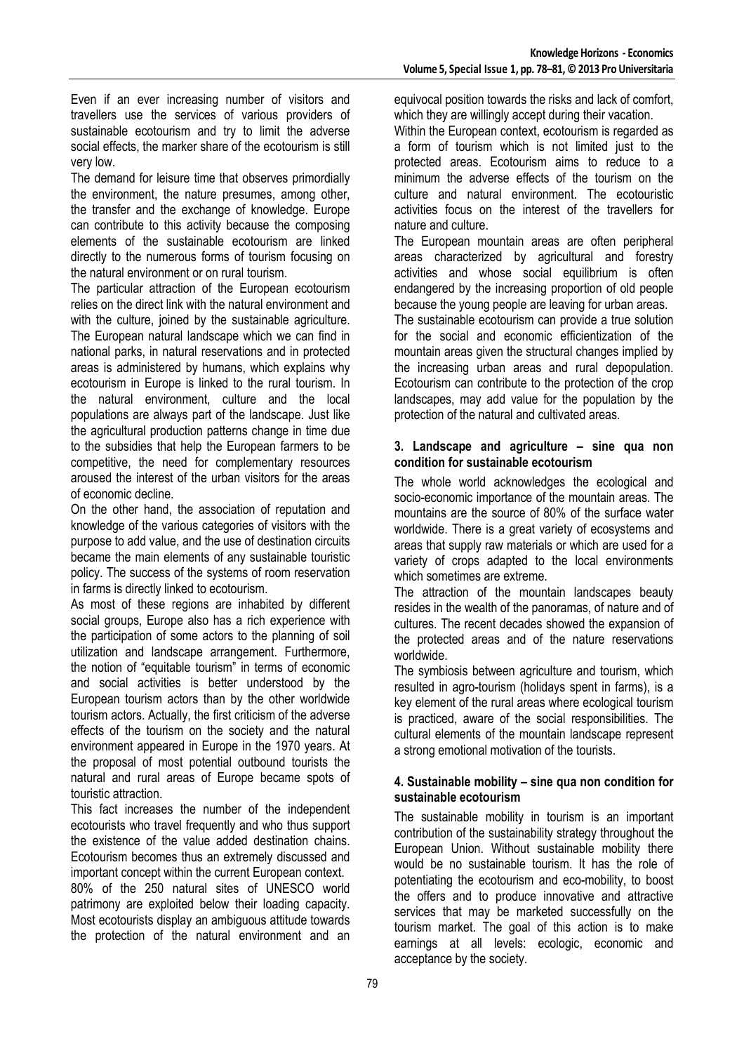Even if an ever increasing number of visitors and travellers use the services of various providers of sustainable ecotourism and try to limit the adverse social effects, the marker share of the ecotourism is still very low.

The demand for leisure time that observes primordially the environment, the nature presumes, among other, the transfer and the exchange of knowledge. Europe can contribute to this activity because the composing elements of the sustainable ecotourism are linked directly to the numerous forms of tourism focusing on the natural environment or on rural tourism.

The particular attraction of the European ecotourism relies on the direct link with the natural environment and with the culture, joined by the sustainable agriculture. The European natural landscape which we can find in national parks, in natural reservations and in protected areas is administered by humans, which explains why ecotourism in Europe is linked to the rural tourism. In the natural environment, culture and the local populations are always part of the landscape. Just like the agricultural production patterns change in time due to the subsidies that help the European farmers to be competitive, the need for complementary resources aroused the interest of the urban visitors for the areas of economic decline.

On the other hand, the association of reputation and knowledge of the various categories of visitors with the purpose to add value, and the use of destination circuits became the main elements of any sustainable touristic policy. The success of the systems of room reservation in farms is directly linked to ecotourism.

As most of these regions are inhabited by different social groups, Europe also has a rich experience with the participation of some actors to the planning of soil utilization and landscape arrangement. Furthermore, the notion of "equitable tourism" in terms of economic and social activities is better understood by the European tourism actors than by the other worldwide tourism actors. Actually, the first criticism of the adverse effects of the tourism on the society and the natural environment appeared in Europe in the 1970 years. At the proposal of most potential outbound tourists the natural and rural areas of Europe became spots of touristic attraction.

This fact increases the number of the independent ecotourists who travel frequently and who thus support the existence of the value added destination chains. Ecotourism becomes thus an extremely discussed and important concept within the current European context.

80% of the 250 natural sites of UNESCO world patrimony are exploited below their loading capacity. Most ecotourists display an ambiguous attitude towards the protection of the natural environment and an equivocal position towards the risks and lack of comfort, which they are willingly accept during their vacation.

Within the European context, ecotourism is regarded as a form of tourism which is not limited just to the protected areas. Ecotourism aims to reduce to a minimum the adverse effects of the tourism on the culture and natural environment. The ecotouristic activities focus on the interest of the travellers for nature and culture.

The European mountain areas are often peripheral areas characterized by agricultural and forestry activities and whose social equilibrium is often endangered by the increasing proportion of old people because the young people are leaving for urban areas.

The sustainable ecotourism can provide a true solution for the social and economic efficientization of the mountain areas given the structural changes implied by the increasing urban areas and rural depopulation. Ecotourism can contribute to the protection of the crop landscapes, may add value for the population by the protection of the natural and cultivated areas.

### 3. Landscape and agriculture – sine qua non condition for sustainable ecotourism

The whole world acknowledges the ecological and socio-economic importance of the mountain areas. The mountains are the source of 80% of the surface water worldwide. There is a great variety of ecosystems and areas that supply raw materials or which are used for a variety of crops adapted to the local environments which sometimes are extreme.

The attraction of the mountain landscapes beauty resides in the wealth of the panoramas, of nature and of cultures. The recent decades showed the expansion of the protected areas and of the nature reservations worldwide.

The symbiosis between agriculture and tourism, which resulted in agro-tourism (holidays spent in farms), is a key element of the rural areas where ecological tourism is practiced, aware of the social responsibilities. The cultural elements of the mountain landscape represent a strong emotional motivation of the tourists.

### 4. Sustainable mobility – sine qua non condition for sustainable ecotourism

The sustainable mobility in tourism is an important contribution of the sustainability strategy throughout the European Union. Without sustainable mobility there would be no sustainable tourism. It has the role of potentiating the ecotourism and eco-mobility, to boost the offers and to produce innovative and attractive services that may be marketed successfully on the tourism market. The goal of this action is to make earnings at all levels: ecologic, economic and acceptance by the society.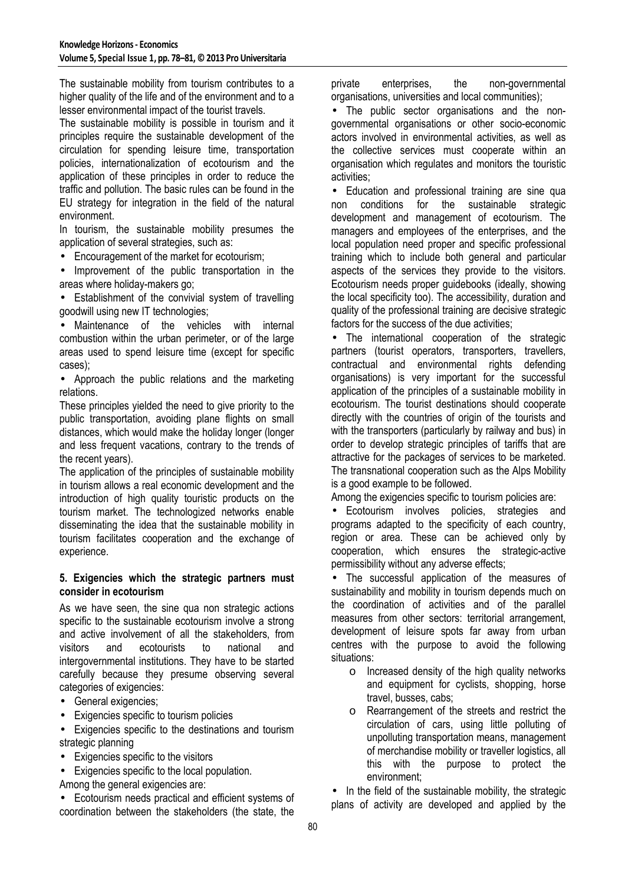The sustainable mobility from tourism contributes to a higher quality of the life and of the environment and to a lesser environmental impact of the tourist travels.

The sustainable mobility is possible in tourism and it principles require the sustainable development of the circulation for spending leisure time, transportation policies, internationalization of ecotourism and the application of these principles in order to reduce the traffic and pollution. The basic rules can be found in the EU strategy for integration in the field of the natural environment.

In tourism, the sustainable mobility presumes the application of several strategies, such as:

- Encouragement of the market for ecotourism;
- Improvement of the public transportation in the areas where holiday-makers go;
- Establishment of the convivial system of travelling goodwill using new IT technologies;
- Maintenance of the vehicles with internal combustion within the urban perimeter, or of the large areas used to spend leisure time (except for specific cases);
- Approach the public relations and the marketing relations.

These principles yielded the need to give priority to the public transportation, avoiding plane flights on small distances, which would make the holiday longer (longer and less frequent vacations, contrary to the trends of the recent years).

The application of the principles of sustainable mobility in tourism allows a real economic development and the introduction of high quality touristic products on the tourism market. The technologized networks enable disseminating the idea that the sustainable mobility in tourism facilitates cooperation and the exchange of experience.

## 5. Exigencies which the strategic partners must consider in ecotourism

As we have seen, the sine qua non strategic actions specific to the sustainable ecotourism involve a strong and active involvement of all the stakeholders, from visitors and ecotourists to national and intergovernmental institutions. They have to be started carefully because they presume observing several categories of exigencies:

- General exigencies;
- Exigencies specific to tourism policies
- Exigencies specific to the destinations and tourism strategic planning
- Exigencies specific to the visitors
- Exigencies specific to the local population.

Among the general exigencies are:

- Ecotourism needs practical and efficient systems of coordination between the stakeholders (the state, the private enterprises, the non-governmental organisations, universities and local communities);
- The public sector organisations and the non-governmental organisations or other socio-economic actors involved in environmental activities, as well as the collective services must cooperate within an organisation which regulates and monitors the touristic activities;
- Education and professional training are sine qua non conditions for the sustainable strategic development and management of ecotourism. The managers and employees of the enterprises, and the local population need proper and specific professional training which to include both general and particular aspects of the services they provide to the visitors. Ecotourism needs proper guidebooks (ideally, showing the local specificity too). The accessibility, duration and quality of the professional training are decisive strategic factors for the success of the due activities;
- The international cooperation of the strategic partners (tourist operators, transporters, travellers, contractual and environmental rights defending organisations) is very important for the successful application of the principles of a sustainable mobility in ecotourism. The tourist destinations should cooperate directly with the countries of origin of the tourists and with the transporters (particularly by railway and bus) in order to develop strategic principles of tariffs that are attractive for the packages of services to be marketed. The transnational cooperation such as the Alps Mobility is a good example to be followed.

Among the exigencies specific to tourism policies are:

- Ecotourism involves policies, strategies and programs adapted to the specificity of each country, region or area. These can be achieved only by cooperation, which ensures the strategic-active permissibility without any adverse effects;
- The successful application of the measures of sustainability and mobility in tourism depends much on the coordination of activities and of the parallel measures from other sectors: territorial arrangement, development of leisure spots far away from urban centres with the purpose to avoid the following situations:
    - Increased density of the high quality networks and equipment for cyclists, shopping, horse travel, busses, cabs;
    - Rearrangement of the streets and restrict the circulation of cars, using little polluting of unpolluting transportation means, management of merchandise mobility or traveller logistics, all this with the purpose to protect the environment;
- In the field of the sustainable mobility, the strategic plans of activity are developed and applied by the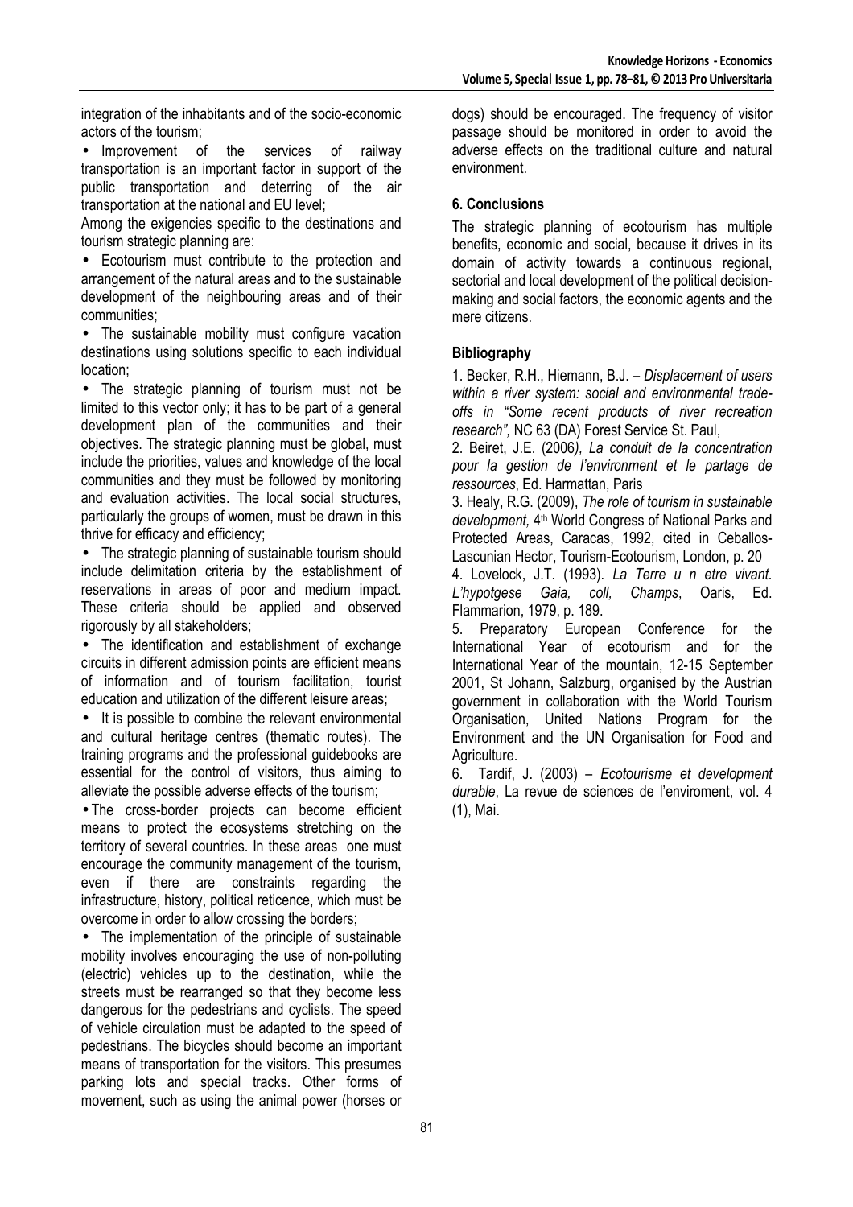integration of the inhabitants and of the socio-economic actors of the tourism;

- Improvement of the services of railway transportation is an important factor in support of the public transportation and deterring of the air transportation at the national and EU level;

Among the exigencies specific to the destinations and tourism strategic planning are:

- Ecotourism must contribute to the protection and arrangement of the natural areas and to the sustainable development of the neighbouring areas and of their communities;
- The sustainable mobility must configure vacation destinations using solutions specific to each individual location;
- The strategic planning of tourism must not be limited to this vector only; it has to be part of a general development plan of the communities and their objectives. The strategic planning must be global, must include the priorities, values and knowledge of the local communities and they must be followed by monitoring and evaluation activities. The local social structures, particularly the groups of women, must be drawn in this thrive for efficacy and efficiency;
- The strategic planning of sustainable tourism should include delimitation criteria by the establishment of reservations in areas of poor and medium impact. These criteria should be applied and observed rigorously by all stakeholders;
- The identification and establishment of exchange circuits in different admission points are efficient means of information and of tourism facilitation, tourist education and utilization of the different leisure areas;
- It is possible to combine the relevant environmental and cultural heritage centres (thematic routes). The training programs and the professional guidebooks are essential for the control of visitors, thus aiming to alleviate the possible adverse effects of the tourism;
- The cross-border projects can become efficient means to protect the ecosystems stretching on the territory of several countries. In these areas one must encourage the community management of the tourism, even if there are constraints regarding the infrastructure, history, political reticence, which must be overcome in order to allow crossing the borders;
- The implementation of the principle of sustainable mobility involves encouraging the use of non-polluting (electric) vehicles up to the destination, while the streets must be rearranged so that they become less dangerous for the pedestrians and cyclists. The speed of vehicle circulation must be adapted to the speed of pedestrians. The bicycles should become an important means of transportation for the visitors. This presumes parking lots and special tracks. Other forms of movement, such as using the animal power (horses or dogs) should be encouraged. The frequency of visitor passage should be monitored in order to avoid the adverse effects on the traditional culture and natural environment.

## 6. Conclusions

The strategic planning of ecotourism has multiple benefits, economic and social, because it drives in its domain of activity towards a continuous regional, sectorial and local development of the political decision-making and social factors, the economic agents and the mere citizens.

## Bibliography

1. Becker, R.H., Hiemann, B.J. – *Displacement of users within a river system: social and environmental trade-offs in "Some recent products of river recreation research",* NC 63 (DA) Forest Service St. Paul,
2. Beiret, J.E. (2006*), La conduit de la concentration pour la gestion de l'environment et le partage de ressources*, Ed. Harmattan, Paris
3. Healy, R.G. (2009), *The role of tourism in sustainable development,* 4th World Congress of National Parks and Protected Areas, Caracas, 1992, cited in Ceballos-Lascunian Hector, Tourism-Ecotourism, London, p. 20
4. Lovelock, J.T. (1993). *La Terre u n etre vivant. L'hypotgese Gaia, coll, Champs*, Oaris, Ed. Flammarion, 1979, p. 189.
5. Preparatory European Conference for the International Year of ecotourism and for the International Year of the mountain, 12-15 September 2001, St Johann, Salzburg, organised by the Austrian government in collaboration with the World Tourism Organisation, United Nations Program for the Environment and the UN Organisation for Food and Agriculture.
6. Tardif, J. (2003) – *Ecotourisme et development durable*, La revue de sciences de l'enviroment, vol. 4 (1), Mai.